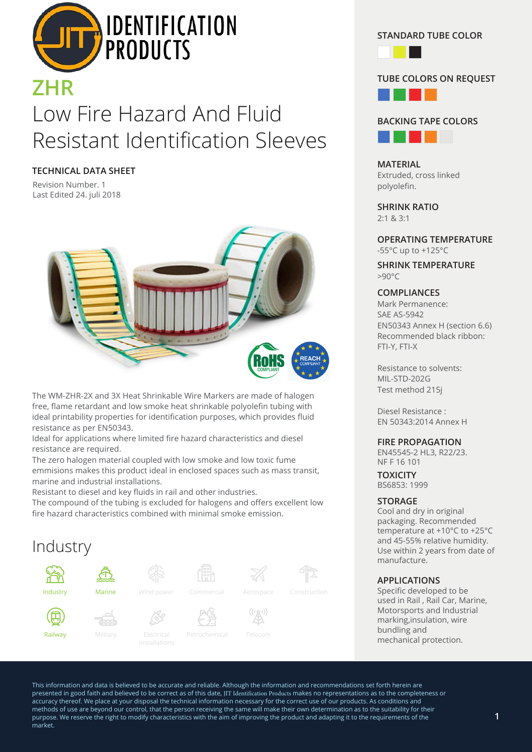IDENTIFICATION PRODUCTS

# ZHR

## Low Fire Hazard And Fluid Resistant Identification Sleeves

### TECHNICAL DATA SHEET

Revision Number. 1
Last Edited 24. juli 2018

The WM-ZHR-2X and 3X Heat Shrinkable Wire Markers are made of halogen free, flame retardant and low smoke heat shrinkable polyolefin tubing with ideal printability properties for identification purposes, which provides fluid resistance as per EN50343.
Ideal for applications where limited fire hazard characteristics and diesel resistance are required.
The zero halogen material coupled with low smoke and low toxic fume emmisions makes this product ideal in enclosed spaces such as mass transit, marine and industrial installations.
Resistant to diesel and key fluids in rail and other industries.
The compound of the tubing is excluded for halogens and offers excellent low fire hazard characteristics combined with minimal smoke emission.

## Industry

Industry, Marine, Wind power, Commercial, Aerospace, Construction, Railway, Military, Electrical installations, Petrochemical, Telecom

### STANDARD TUBE COLOR

### TUBE COLORS ON REQUEST

### BACKING TAPE COLORS

### MATERIAL

Extruded, cross linked polyolefin.

### SHRINK RATIO

2:1 & 3:1

### OPERATING TEMPERATURE

-55°C up to +125°C

### SHRINK TEMPERATURE

>90°C

### COMPLIANCES

Mark Permanence:
SAE AS-5942
EN50343 Annex H (section 6.6)
Recommended black ribbon:
FTI-Y, FTI-X

Resistance to solvents:
MIL-STD-202G
Test method 215j

Diesel Resistance :
EN 50343:2014 Annex H

### FIRE PROPAGATION

EN45545-2 HL3, R22/23.
NF F 16 101

### TOXICITY

BS6853: 1999

### STORAGE

Cool and dry in original packaging. Recommended temperature at +10°C to +25°C and 45-55% relative humidity. Use within 2 years from date of manufacture.

### APPLICATIONS

Specific developed to be used in Rail , Rail Car, Marine, Motorsports and Industrial marking,insulation, wire bundling and mechanical protection.

This information and data is believed to be accurate and reliable. Although the information and recommendations set forth herein are presented in good faith and believed to be correct as of this date, JIT Identification Products makes no representations as to the completeness or accuracy thereof. We place at your disposal the technical information necessary for the correct use of our products. As conditions and methods of use are beyond our control, that the person receiving the same will make their own determination as to the suitability for their purpose. We reserve the right to modify characteristics with the aim of improving the product and adapting it to the requirements of the market.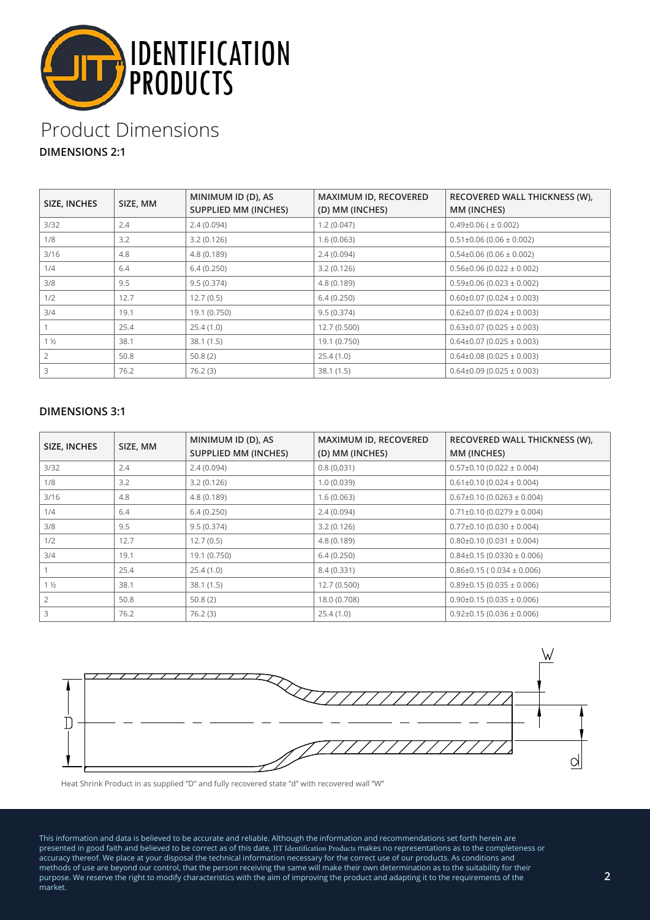IDENTIFICATION PRODUCTS

# Product Dimensions

### DIMENSIONS 2:1

| SIZE, INCHES | SIZE, MM | MINIMUM ID (D), AS SUPPLIED MM (INCHES) | MAXIMUM ID, RECOVERED (D) MM (INCHES) | RECOVERED WALL THICKNESS (W), MM (INCHES) |
|---|---|---|---|---|
| 3/32 | 2.4 | 2.4 (0.094) | 1.2 (0.047) | 0.49±0.06 ( ± 0.002) |
| 1/8 | 3.2 | 3.2 (0.126) | 1.6 (0.063) | 0.51±0.06 (0.06 ± 0.002) |
| 3/16 | 4.8 | 4.8 (0.189) | 2.4 (0.094) | 0.54±0.06 (0.06 ± 0.002) |
| 1/4 | 6.4 | 6.4 (0.250) | 3.2 (0.126) | 0.56±0.06 (0.022 ± 0.002) |
| 3/8 | 9.5 | 9.5 (0.374) | 4.8 (0.189) | 0.59±0.06 (0.023 ± 0.002) |
| 1/2 | 12.7 | 12.7 (0.5) | 6.4 (0.250) | 0.60±0.07 (0.024 ± 0.003) |
| 3/4 | 19.1 | 19.1 (0.750) | 9.5 (0.374) | 0.62±0.07 (0.024 ± 0.003) |
| 1 | 25.4 | 25.4 (1.0) | 12.7 (0.500) | 0.63±0.07 (0.025 ± 0.003) |
| 1 ½ | 38.1 | 38.1 (1.5) | 19.1 (0.750) | 0.64±0.07 (0.025 ± 0.003) |
| 2 | 50.8 | 50.8 (2) | 25.4 (1.0) | 0.64±0.08 (0.025 ± 0.003) |
| 3 | 76.2 | 76.2 (3) | 38.1 (1.5) | 0.64±0.09 (0.025 ± 0.003) |

### DIMENSIONS 3:1

| SIZE, INCHES | SIZE, MM | MINIMUM ID (D), AS SUPPLIED MM (INCHES) | MAXIMUM ID, RECOVERED (D) MM (INCHES) | RECOVERED WALL THICKNESS (W), MM (INCHES) |
|---|---|---|---|---|
| 3/32 | 2.4 | 2.4 (0.094) | 0.8 (0,031) | 0.57±0.10 (0.022 ± 0.004) |
| 1/8 | 3.2 | 3.2 (0.126) | 1.0 (0.039) | 0.61±0.10 (0.024 ± 0.004) |
| 3/16 | 4.8 | 4.8 (0.189) | 1.6 (0.063) | 0.67±0.10 (0.0263 ± 0.004) |
| 1/4 | 6.4 | 6.4 (0.250) | 2.4 (0.094) | 0.71±0.10 (0.0279 ± 0.004) |
| 3/8 | 9.5 | 9.5 (0.374) | 3.2 (0.126) | 0.77±0.10 (0.030 ± 0.004) |
| 1/2 | 12.7 | 12.7 (0.5) | 4.8 (0.189) | 0.80±0.10 (0.031 ± 0.004) |
| 3/4 | 19.1 | 19.1 (0.750) | 6.4 (0.250) | 0.84±0.15 (0.0330 ± 0.006) |
| 1 | 25.4 | 25.4 (1.0) | 8.4 (0.331) | 0.86±0.15 ( 0.034 ± 0.006) |
| 1 ½ | 38.1 | 38.1 (1.5) | 12.7 (0.500) | 0.89±0.15 (0.035 ± 0.006) |
| 2 | 50.8 | 50.8 (2) | 18.0 (0.708) | 0.90±0.15 (0.035 ± 0.006) |
| 3 | 76.2 | 76.2 (3) | 25.4 (1.0) | 0.92±0.15 (0.036 ± 0.006) |

Heat Shrink Product in as supplied "D" and fully recovered state "d" with recovered wall "W"

This information and data is believed to be accurate and reliable. Although the information and recommendations set forth herein are presented in good faith and believed to be correct as of this date, JIT Identification Products makes no representations as to the completeness or accuracy thereof. We place at your disposal the technical information necessary for the correct use of our products. As conditions and methods of use are beyond our control, that the person receiving the same will make their own determination as to the suitability for their purpose. We reserve the right to modify characteristics with the aim of improving the product and adapting it to the requirements of the market.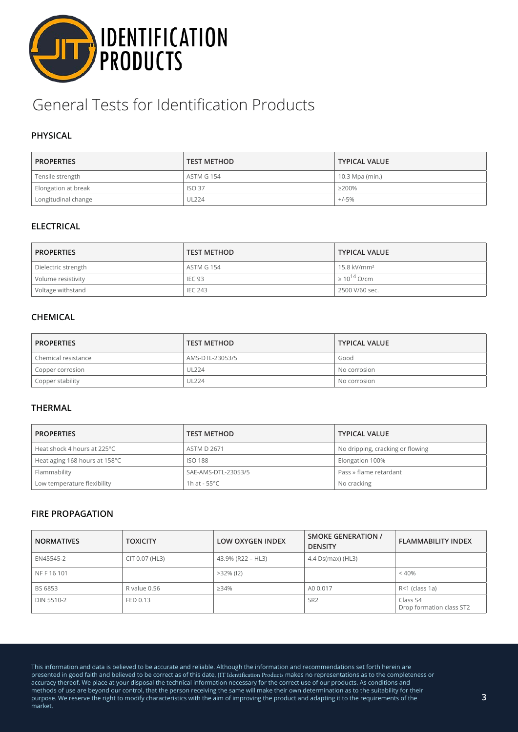# General Tests for Identification Products

### PHYSICAL

| PROPERTIES | TEST METHOD | TYPICAL VALUE |
|---|---|---|
| Tensile strength | ASTM G 154 | 10.3 Mpa (min.) |
| Elongation at break | ISO 37 | ≥200% |
| Longitudinal change | UL224 | +/-5% |

### ELECTRICAL

| PROPERTIES | TEST METHOD | TYPICAL VALUE |
|---|---|---|
| Dielectric strength | ASTM G 154 | 15.8 kV/mm² |
| Volume resistivity | IEC 93 | $\geq 10^{14}$ Ω/cm |
| Voltage withstand | IEC 243 | 2500 V/60 sec. |

### CHEMICAL

| PROPERTIES | TEST METHOD | TYPICAL VALUE |
|---|---|---|
| Chemical resistance | AMS-DTL-23053/5 | Good |
| Copper corrosion | UL224 | No corrosion |
| Copper stability | UL224 | No corrosion |

### THERMAL

| PROPERTIES | TEST METHOD | TYPICAL VALUE |
|---|---|---|
| Heat shock 4 hours at 225°C | ASTM D 2671 | No dripping, cracking or flowing |
| Heat aging 168 hours at 158°C | ISO 188 | Elongation 100% |
| Flammability | SAE-AMS-DTL-23053/5 | Pass » flame retardant |
| Low temperature flexibility | 1h at - 55°C | No cracking |

### FIRE PROPAGATION

| NORMATIVES | TOXICITY | LOW OXYGEN INDEX | SMOKE GENERATION / DENSITY | FLAMMABILITY INDEX |
|---|---|---|---|---|
| EN45545-2 | CIT 0.07 (HL3) | 43.9% (R22 – HL3) | 4.4 Ds(max) (HL3) | |
| NF F 16 101 | | >32% (I2) | | < 40% |
| BS 6853 | R value 0.56 | ≥34% | A0 0.017 | R<1 (class 1a) |
| DIN 5510-2 | FED 0.13 | | SR2 | Class S4<br>Drop formation class ST2 |

This information and data is believed to be accurate and reliable. Although the information and recommendations set forth herein are presented in good faith and believed to be correct as of this date, JIT Identification Products makes no representations as to the completeness or accuracy thereof. We place at your disposal the technical information necessary for the correct use of our products. As conditions and methods of use are beyond our control, that the person receiving the same will make their own determination as to the suitability for their purpose. We reserve the right to modify characteristics with the aim of improving the product and adapting it to the requirements of the market.